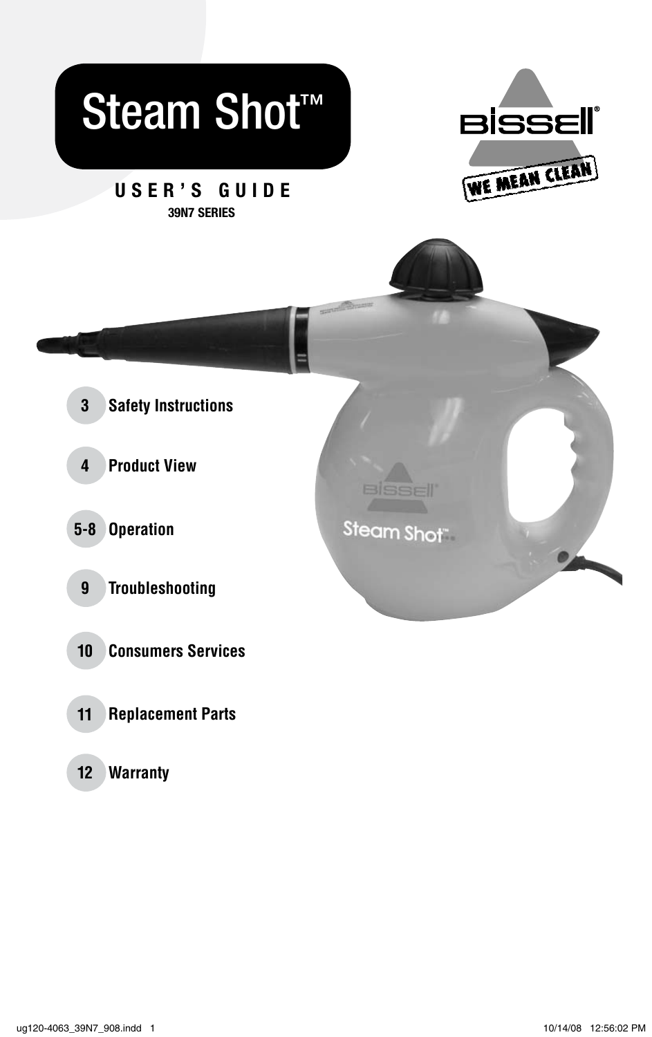# Steam Shot™

**USER'S GUIDE**

**39N7 SERIES**

BISSELL® WE MEAN CLEAN

- **3** Safety Instructions
- **4** Product View
- **5-8** Operation
- **9** Troubleshooting
- **10** Consumers Services
- **11** Replacement Parts
- **12** Warranty

ug120-4063_39N7_908.indd 1 10/14/08 12:56:02 PM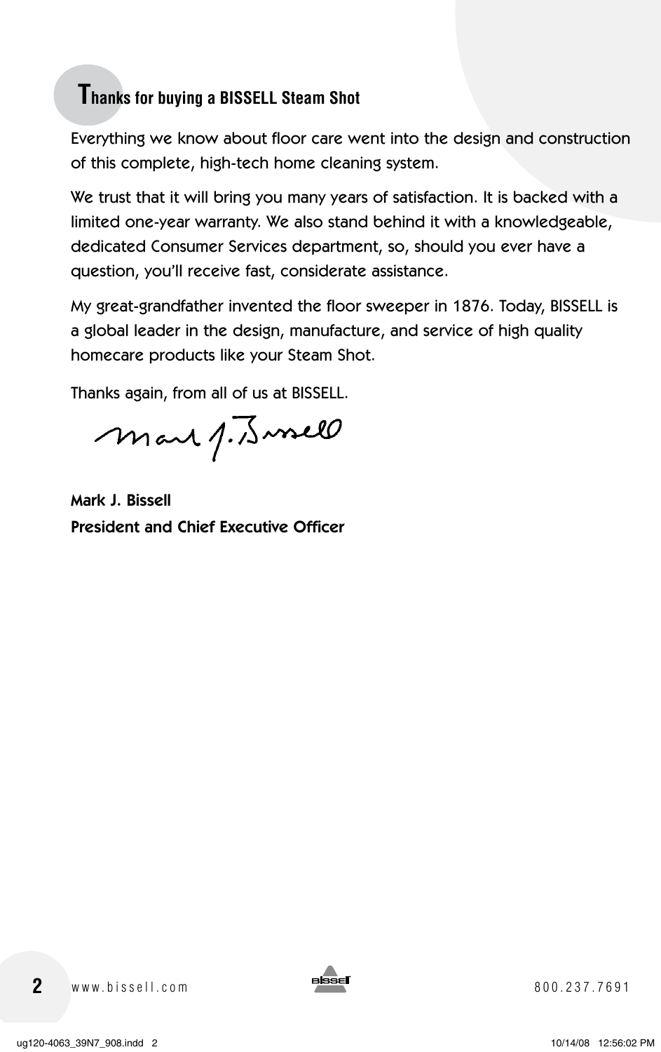## Thanks for buying a BISSELL Steam Shot

Everything we know about floor care went into the design and construction of this complete, high-tech home cleaning system.

We trust that it will bring you many years of satisfaction. It is backed with a limited one-year warranty. We also stand behind it with a knowledgeable, dedicated Consumer Services department, so, should you ever have a question, you'll receive fast, considerate assistance.

My great-grandfather invented the floor sweeper in 1876. Today, BISSELL is a global leader in the design, manufacture, and service of high quality homecare products like your Steam Shot.

Thanks again, from all of us at BISSELL.

**Mark J. Bissell**
**President and Chief Executive Officer**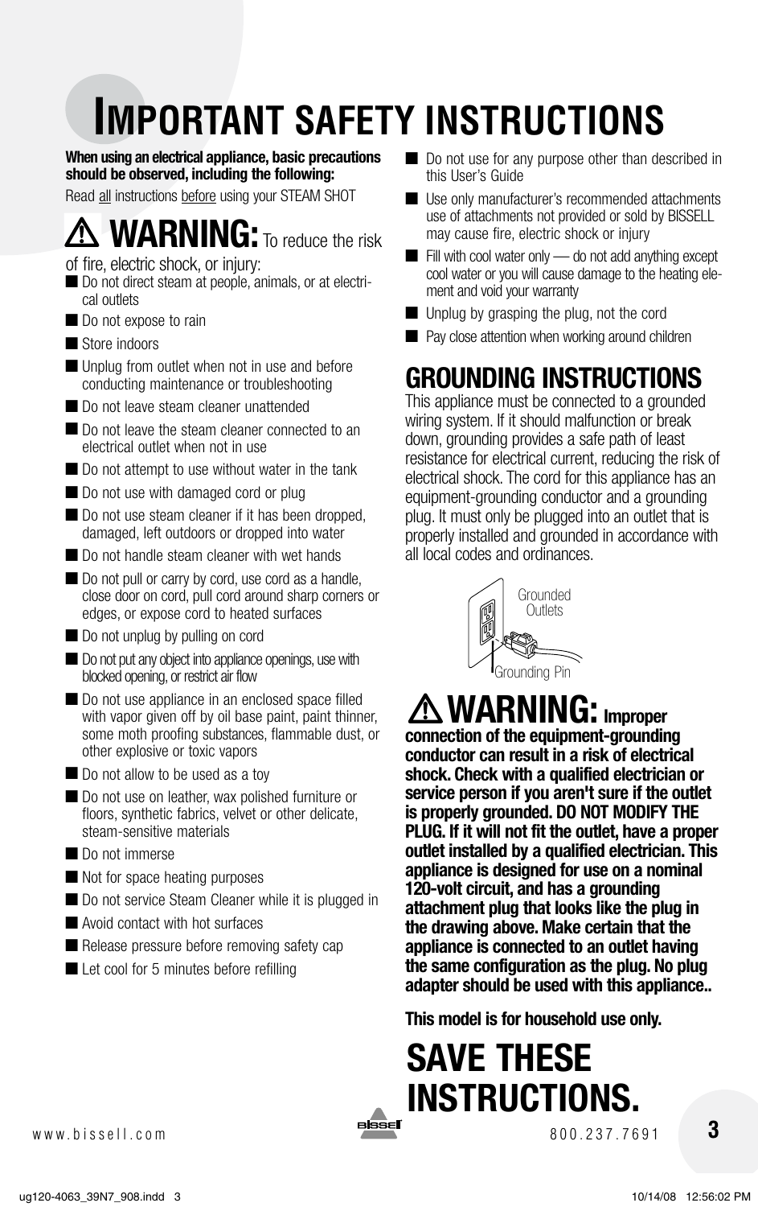# IMPORTANT SAFETY INSTRUCTIONS

**When using an electrical appliance, basic precautions should be observed, including the following:**

Read all instructions before using your STEAM SHOT

## ⚠ WARNING: To reduce the risk of fire, electric shock, or injury:

- Do not direct steam at people, animals, or at electrical outlets
- Do not expose to rain
- Store indoors
- Unplug from outlet when not in use and before conducting maintenance or troubleshooting
- Do not leave steam cleaner unattended
- Do not leave the steam cleaner connected to an electrical outlet when not in use
- Do not attempt to use without water in the tank
- Do not use with damaged cord or plug
- Do not use steam cleaner if it has been dropped, damaged, left outdoors or dropped into water
- Do not handle steam cleaner with wet hands
- Do not pull or carry by cord, use cord as a handle, close door on cord, pull cord around sharp corners or edges, or expose cord to heated surfaces
- Do not unplug by pulling on cord
- Do not put any object into appliance openings, use with blocked opening, or restrict air flow
- Do not use appliance in an enclosed space filled with vapor given off by oil base paint, paint thinner, some moth proofing substances, flammable dust, or other explosive or toxic vapors
- Do not allow to be used as a toy
- Do not use on leather, wax polished furniture or floors, synthetic fabrics, velvet or other delicate, steam-sensitive materials
- Do not immerse
- Not for space heating purposes
- Do not service Steam Cleaner while it is plugged in
- Avoid contact with hot surfaces
- Release pressure before removing safety cap
- Let cool for 5 minutes before refilling
- Do not use for any purpose other than described in this User's Guide
- Use only manufacturer's recommended attachments use of attachments not provided or sold by BISSELL may cause fire, electric shock or injury
- Fill with cool water only — do not add anything except cool water or you will cause damage to the heating element and void your warranty
- Unplug by grasping the plug, not the cord
- Pay close attention when working around children

## GROUNDING INSTRUCTIONS

This appliance must be connected to a grounded wiring system. If it should malfunction or break down, grounding provides a safe path of least resistance for electrical current, reducing the risk of electrical shock. The cord for this appliance has an equipment-grounding conductor and a grounding plug. It must only be plugged into an outlet that is properly installed and grounded in accordance with all local codes and ordinances.

Grounded Outlets

Grounding Pin

## ⚠ WARNING: Improper connection of the equipment-grounding conductor can result in a risk of electrical shock. Check with a qualified electrician or service person if you aren't sure if the outlet is properly grounded. DO NOT MODIFY THE PLUG. If it will not fit the outlet, have a proper outlet installed by a qualified electrician. This appliance is designed for use on a nominal 120-volt circuit, and has a grounding attachment plug that looks like the plug in the drawing above. Make certain that the appliance is connected to an outlet having the same configuration as the plug. No plug adapter should be used with this appliance..

**This model is for household use only.**

# SAVE THESE INSTRUCTIONS.

www.bissell.com 800.237.7691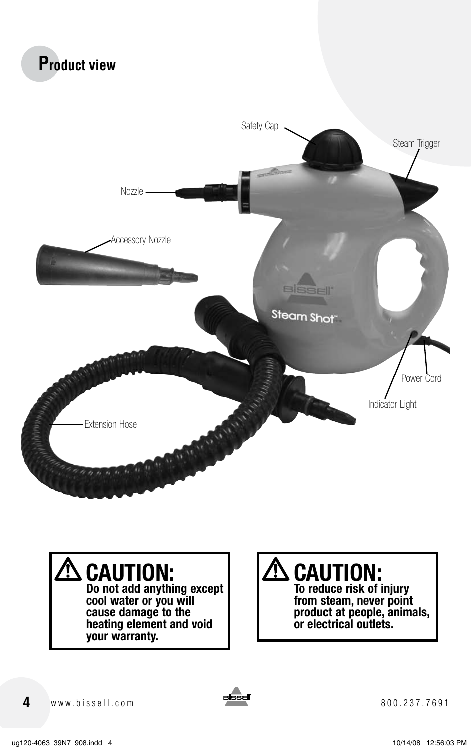# Product view

Safety Cap

Steam Trigger

Nozzle

Accessory Nozzle

Power Cord

Indicator Light

Extension Hose

> ⚠ **CAUTION:**
> **Do not add anything except cool water or you will cause damage to the heating element and void your warranty.**

> ⚠ **CAUTION:**
> **To reduce risk of injury from steam, never point product at people, animals, or electrical outlets.**

www.bissell.com 800.237.7691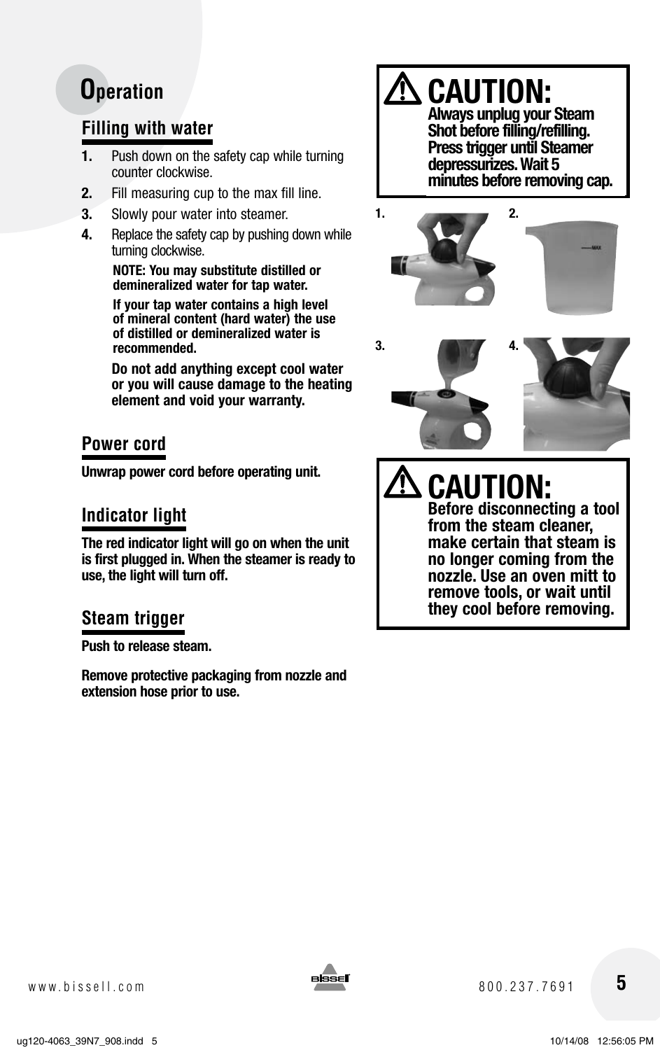# Operation

## Filling with water

1. Push down on the safety cap while turning counter clockwise.
2. Fill measuring cup to the max fill line.
3. Slowly pour water into steamer.
4. Replace the safety cap by pushing down while turning clockwise.

**NOTE: You may substitute distilled or demineralized water for tap water.**

**If your tap water contains a high level of mineral content (hard water) the use of distilled or demineralized water is recommended.**

**Do not add anything except cool water or you will cause damage to the heating element and void your warranty.**

## Power cord

**Unwrap power cord before operating unit.**

## Indicator light

**The red indicator light will go on when the unit is first plugged in. When the steamer is ready to use, the light will turn off.**

## Steam trigger

**Push to release steam.**

**Remove protective packaging from nozzle and extension hose prior to use.**

**⚠ CAUTION:**
**Always unplug your Steam Shot before filling/refilling. Press trigger until Steamer depressurizes. Wait 5 minutes before removing cap.**

1. 2. 3. 4.

MAX

**⚠ CAUTION:**
**Before disconnecting a tool from the steam cleaner, make certain that steam is no longer coming from the nozzle. Use an oven mitt to remove tools, or wait until they cool before removing.**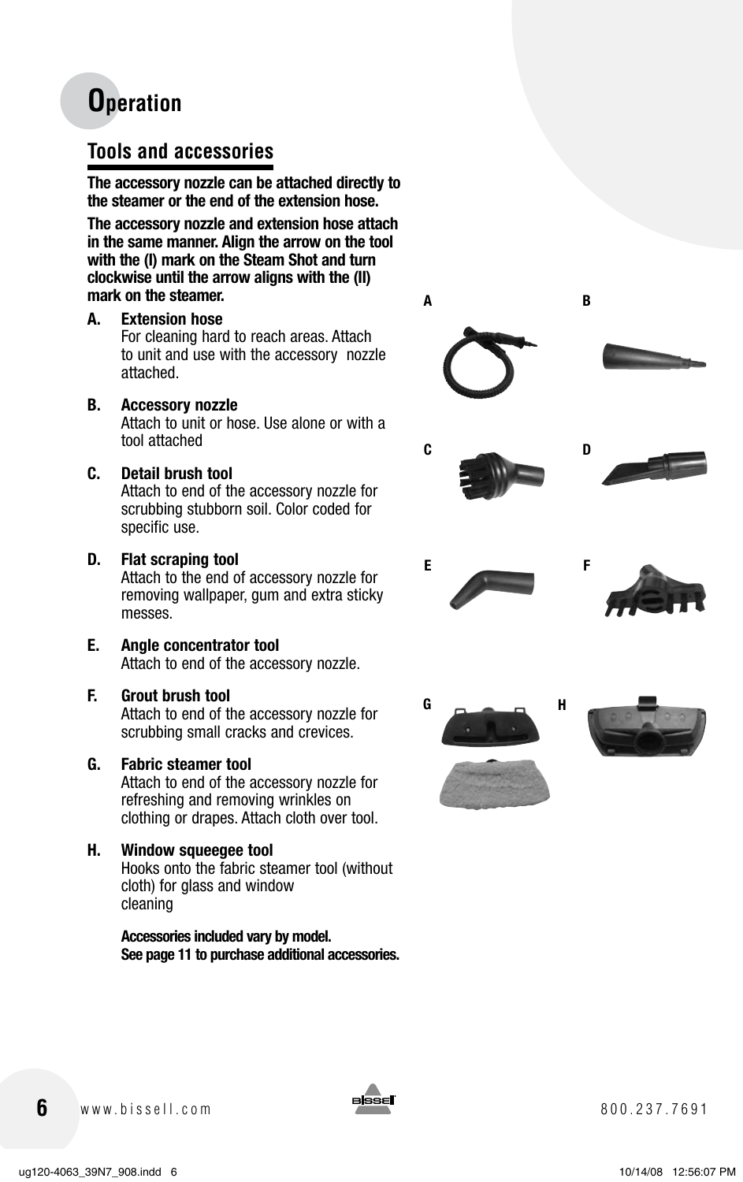# Operation

## Tools and accessories

**The accessory nozzle can be attached directly to the steamer or the end of the extension hose.**

**The accessory nozzle and extension hose attach in the same manner. Align the arrow on the tool with the (I) mark on the Steam Shot and turn clockwise until the arrow aligns with the (II) mark on the steamer.**

**A. Extension hose**
For cleaning hard to reach areas. Attach to unit and use with the accessory nozzle attached.

**B. Accessory nozzle**
Attach to unit or hose. Use alone or with a tool attached

**C. Detail brush tool**
Attach to end of the accessory nozzle for scrubbing stubborn soil. Color coded for specific use.

**D. Flat scraping tool**
Attach to the end of accessory nozzle for removing wallpaper, gum and extra sticky messes.

**E. Angle concentrator tool**
Attach to end of the accessory nozzle.

**F. Grout brush tool**
Attach to end of the accessory nozzle for scrubbing small cracks and crevices.

**G. Fabric steamer tool**
Attach to end of the accessory nozzle for refreshing and removing wrinkles on clothing or drapes. Attach cloth over tool.

**H. Window squeegee tool**
Hooks onto the fabric steamer tool (without cloth) for glass and window cleaning

**Accessories included vary by model.**
**See page 11 to purchase additional accessories.**

A B C D E F G H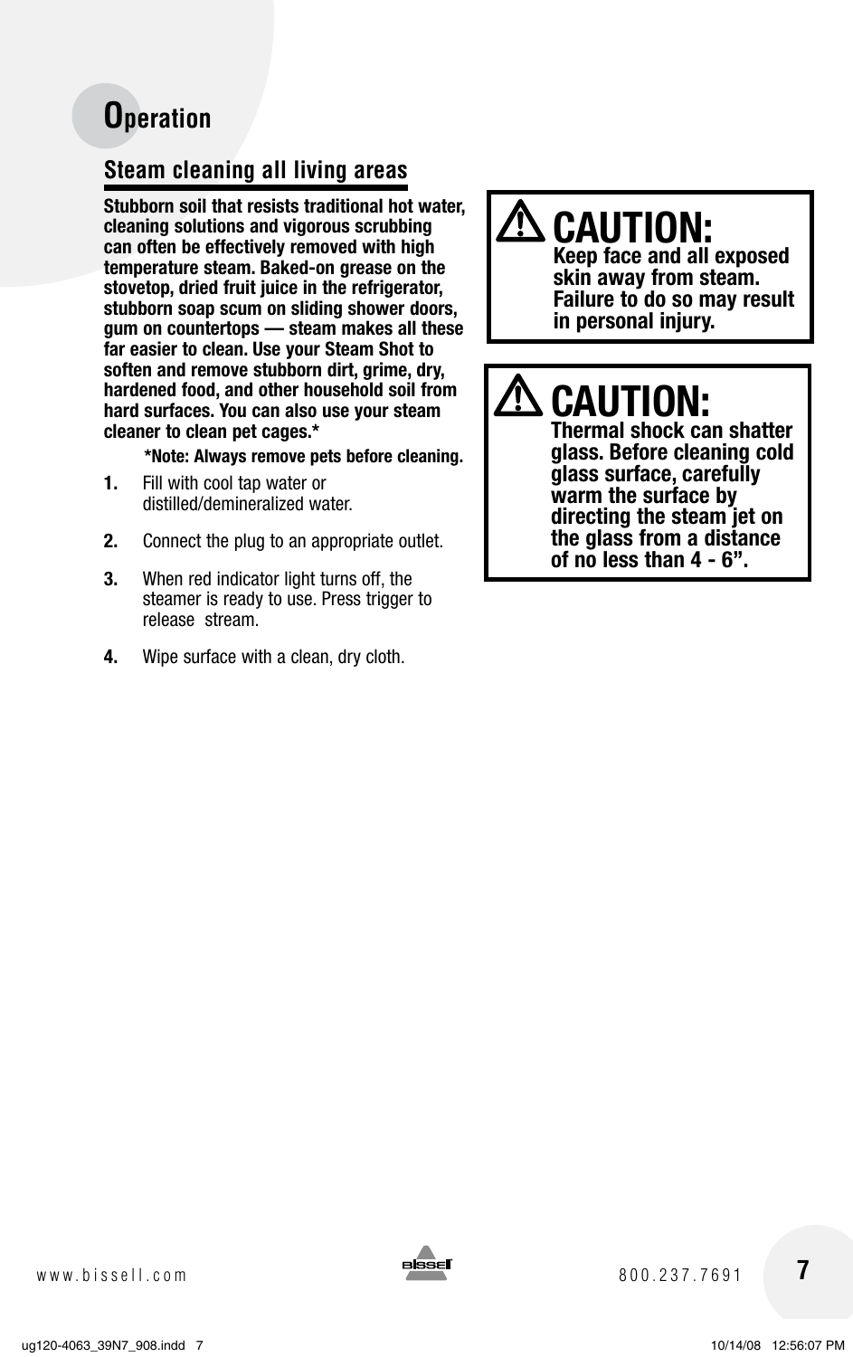# Operation

## Steam cleaning all living areas

**Stubborn soil that resists traditional hot water, cleaning solutions and vigorous scrubbing can often be effectively removed with high temperature steam. Baked-on grease on the stovetop, dried fruit juice in the refrigerator, stubborn soap scum on sliding shower doors, gum on countertops — steam makes all these far easier to clean. Use your Steam Shot to soften and remove stubborn dirt, grime, dry, hardened food, and other household soil from hard surfaces. You can also use your steam cleaner to clean pet cages.***

**\*Note: Always remove pets before cleaning.**

1. Fill with cool tap water or distilled/demineralized water.
2. Connect the plug to an appropriate outlet.
3. When red indicator light turns off, the steamer is ready to use. Press trigger to release stream.
4. Wipe surface with a clean, dry cloth.

> **⚠ CAUTION:**
> **Keep face and all exposed skin away from steam. Failure to do so may result in personal injury.**

> **⚠ CAUTION:**
> **Thermal shock can shatter glass. Before cleaning cold glass surface, carefully warm the surface by directing the steam jet on the glass from a distance of no less than 4 - 6".**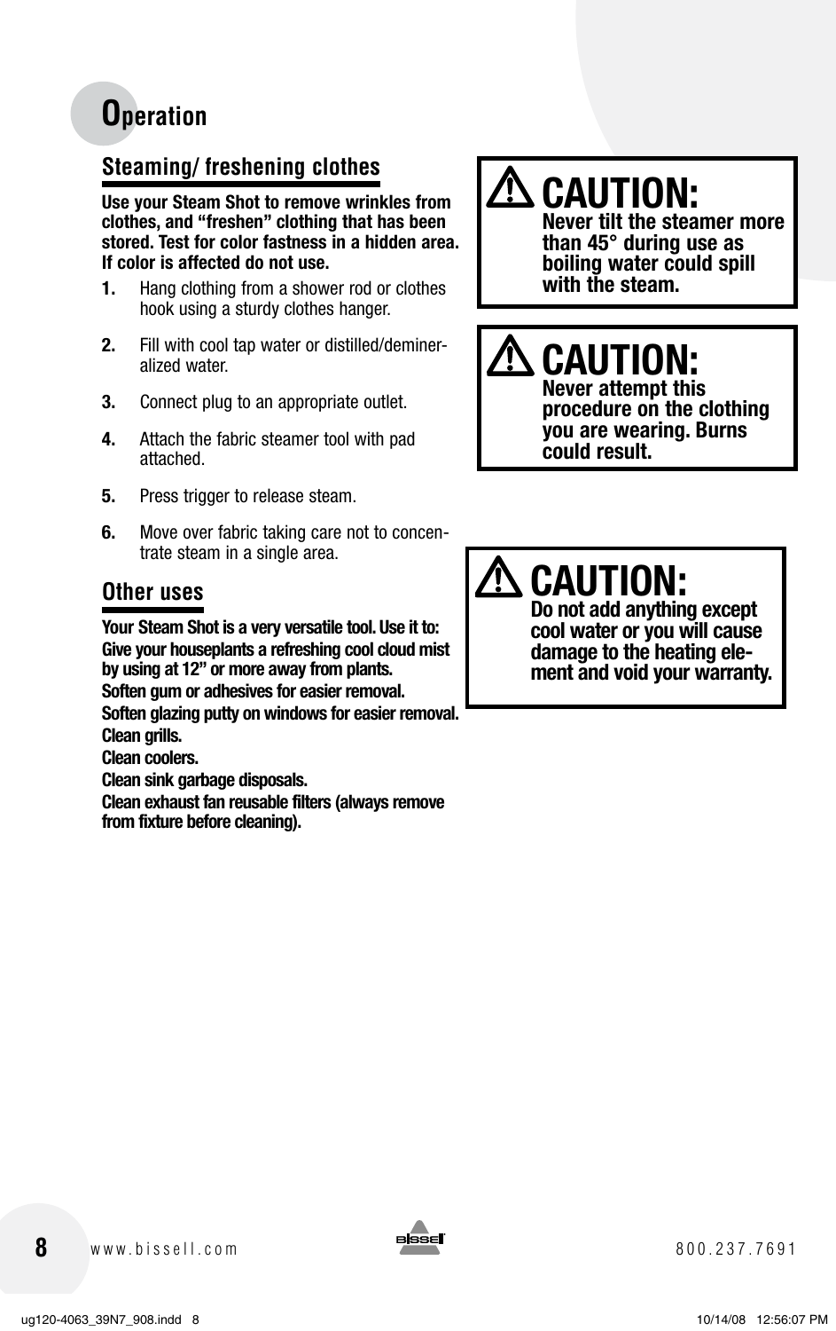# Operation

## Steaming/ freshening clothes

**Use your Steam Shot to remove wrinkles from clothes, and "freshen" clothing that has been stored. Test for color fastness in a hidden area. If color is affected do not use.**

1. Hang clothing from a shower rod or clothes hook using a sturdy clothes hanger.
2. Fill with cool tap water or distilled/demineralized water.
3. Connect plug to an appropriate outlet.
4. Attach the fabric steamer tool with pad attached.
5. Press trigger to release steam.
6. Move over fabric taking care not to concentrate steam in a single area.

## Other uses

**Your Steam Shot is a very versatile tool. Use it to:**

**Give your houseplants a refreshing cool cloud mist by using at 12" or more away from plants.**

**Soften gum or adhesives for easier removal.**

**Soften glazing putty on windows for easier removal.**

**Clean grills.**

**Clean coolers.**

**Clean sink garbage disposals.**

**Clean exhaust fan reusable filters (always remove from fixture before cleaning).**

> **⚠ CAUTION:**
> **Never tilt the steamer more than 45° during use as boiling water could spill with the steam.**

> **⚠ CAUTION:**
> **Never attempt this procedure on the clothing you are wearing. Burns could result.**

> **⚠ CAUTION:**
> **Do not add anything except cool water or you will cause damage to the heating element and void your warranty.**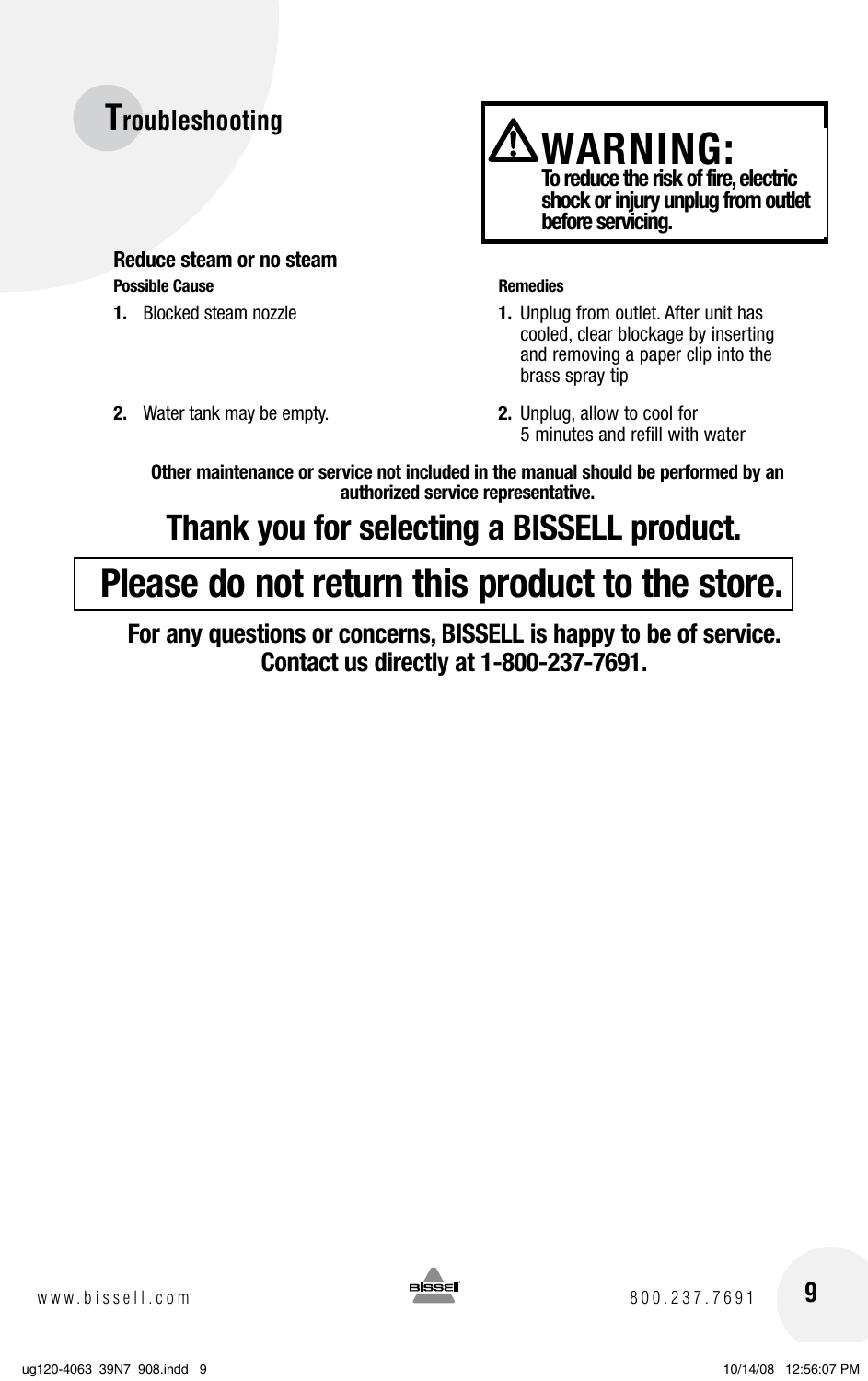# Troubleshooting

**WARNING:**
**To reduce the risk of fire, electric shock or injury unplug from outlet before servicing.**

### Reduce steam or no steam

| Possible Cause | Remedies |
|---|---|
| 1. Blocked steam nozzle | 1. Unplug from outlet. After unit has cooled, clear blockage by inserting and removing a paper clip into the brass spray tip |
| 2. Water tank may be empty. | 2. Unplug, allow to cool for 5 minutes and refill with water |

**Other maintenance or service not included in the manual should be performed by an authorized service representative.**

## Thank you for selecting a BISSELL product.

## Please do not return this product to the store.

**For any questions or concerns, BISSELL is happy to be of service. Contact us directly at 1-800-237-7691.**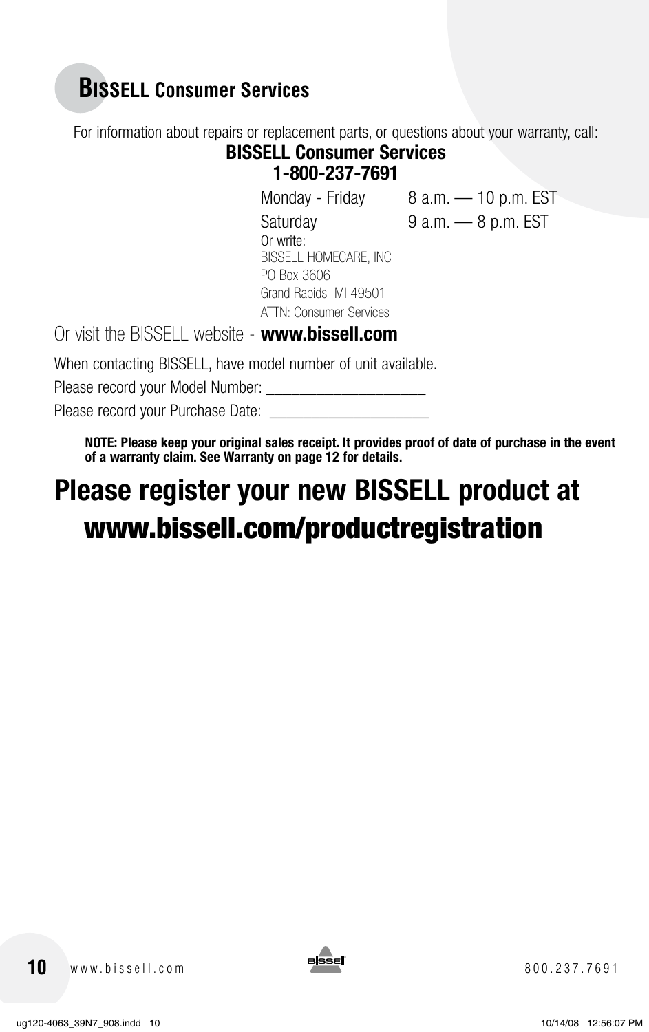## BISSELL Consumer Services

For information about repairs or replacement parts, or questions about your warranty, call:

**BISSELL Consumer Services**
**1-800-237-7691**

| | |
|---|---|
| Monday - Friday | 8 a.m. — 10 p.m. EST |
| Saturday | 9 a.m. — 8 p.m. EST |

Or write:
BISSELL HOMECARE, INC
PO Box 3606
Grand Rapids MI 49501
ATTN: Consumer Services

Or visit the BISSELL website - **www.bissell.com**

When contacting BISSELL, have model number of unit available.

Please record your Model Number: ____________________

Please record your Purchase Date: ____________________

**NOTE: Please keep your original sales receipt. It provides proof of date of purchase in the event of a warranty claim. See Warranty on page 12 for details.**

# Please register your new BISSELL product at www.bissell.com/productregistration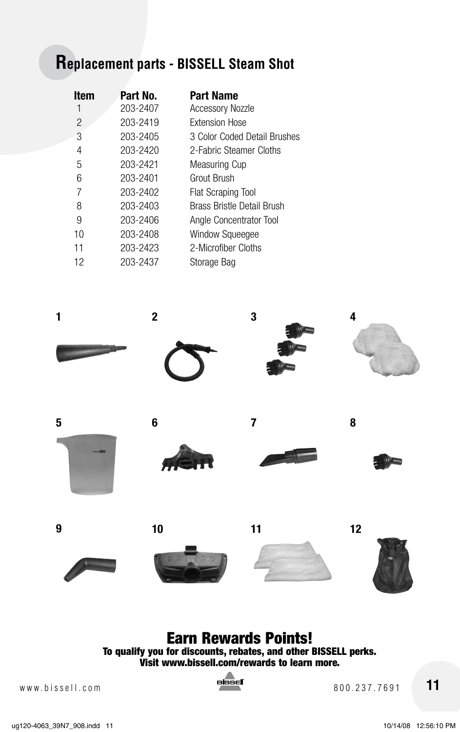## Replacement parts - BISSELL Steam Shot

| Item | Part No. | Part Name |
|---|---|---|
| 1 | 203-2407 | Accessory Nozzle |
| 2 | 203-2419 | Extension Hose |
| 3 | 203-2405 | 3 Color Coded Detail Brushes |
| 4 | 203-2420 | 2-Fabric Steamer Cloths |
| 5 | 203-2421 | Measuring Cup |
| 6 | 203-2401 | Grout Brush |
| 7 | 203-2402 | Flat Scraping Tool |
| 8 | 203-2403 | Brass Bristle Detail Brush |
| 9 | 203-2406 | Angle Concentrator Tool |
| 10 | 203-2408 | Window Squeegee |
| 11 | 203-2423 | 2-Microfiber Cloths |
| 12 | 203-2437 | Storage Bag |

1 2 3 4

5 6 7 8

9 10 11 12

# Earn Rewards Points!

**To qualify you for discounts, rebates, and other BISSELL perks.**
**Visit www.bissell.com/rewards to learn more.**

www.bissell.com 800.237.7691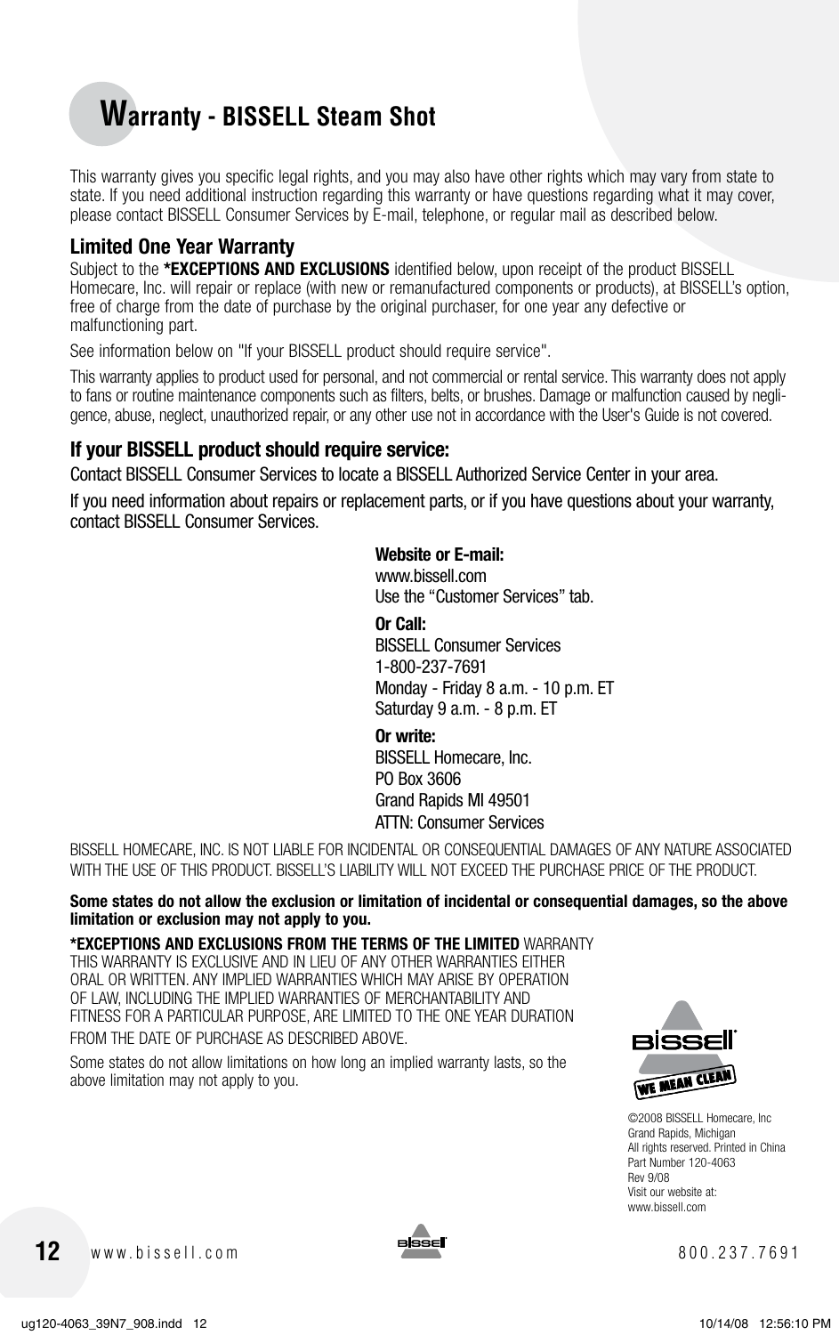# Warranty - BISSELL Steam Shot

This warranty gives you specific legal rights, and you may also have other rights which may vary from state to state. If you need additional instruction regarding this warranty or have questions regarding what it may cover, please contact BISSELL Consumer Services by E-mail, telephone, or regular mail as described below.

## Limited One Year Warranty

Subject to the ***EXCEPTIONS AND EXCLUSIONS** identified below, upon receipt of the product BISSELL Homecare, Inc. will repair or replace (with new or remanufactured components or products), at BISSELL's option, free of charge from the date of purchase by the original purchaser, for one year any defective or malfunctioning part.

See information below on "If your BISSELL product should require service".

This warranty applies to product used for personal, and not commercial or rental service. This warranty does not apply to fans or routine maintenance components such as filters, belts, or brushes. Damage or malfunction caused by negligence, abuse, neglect, unauthorized repair, or any other use not in accordance with the User's Guide is not covered.

## If your BISSELL product should require service:

Contact BISSELL Consumer Services to locate a BISSELL Authorized Service Center in your area.

If you need information about repairs or replacement parts, or if you have questions about your warranty, contact BISSELL Consumer Services.

**Website or E-mail:**
www.bissell.com
Use the "Customer Services" tab.

**Or Call:**
BISSELL Consumer Services
1-800-237-7691
Monday - Friday 8 a.m. - 10 p.m. ET
Saturday 9 a.m. - 8 p.m. ET

**Or write:**
BISSELL Homecare, Inc.
PO Box 3606
Grand Rapids MI 49501
ATTN: Consumer Services

BISSELL HOMECARE, INC. IS NOT LIABLE FOR INCIDENTAL OR CONSEQUENTIAL DAMAGES OF ANY NATURE ASSOCIATED WITH THE USE OF THIS PRODUCT. BISSELL'S LIABILITY WILL NOT EXCEED THE PURCHASE PRICE OF THE PRODUCT.

**Some states do not allow the exclusion or limitation of incidental or consequential damages, so the above limitation or exclusion may not apply to you.**

***EXCEPTIONS AND EXCLUSIONS FROM THE TERMS OF THE LIMITED** WARRANTY
THIS WARRANTY IS EXCLUSIVE AND IN LIEU OF ANY OTHER WARRANTIES EITHER ORAL OR WRITTEN. ANY IMPLIED WARRANTIES WHICH MAY ARISE BY OPERATION OF LAW, INCLUDING THE IMPLIED WARRANTIES OF MERCHANTABILITY AND FITNESS FOR A PARTICULAR PURPOSE, ARE LIMITED TO THE ONE YEAR DURATION FROM THE DATE OF PURCHASE AS DESCRIBED ABOVE.

Some states do not allow limitations on how long an implied warranty lasts, so the above limitation may not apply to you.

BISSELL® WE MEAN CLEAN

©2008 BISSELL Homecare, Inc
Grand Rapids, Michigan
All rights reserved. Printed in China
Part Number 120-4063
Rev 9/08
Visit our website at:
www.bissell.com